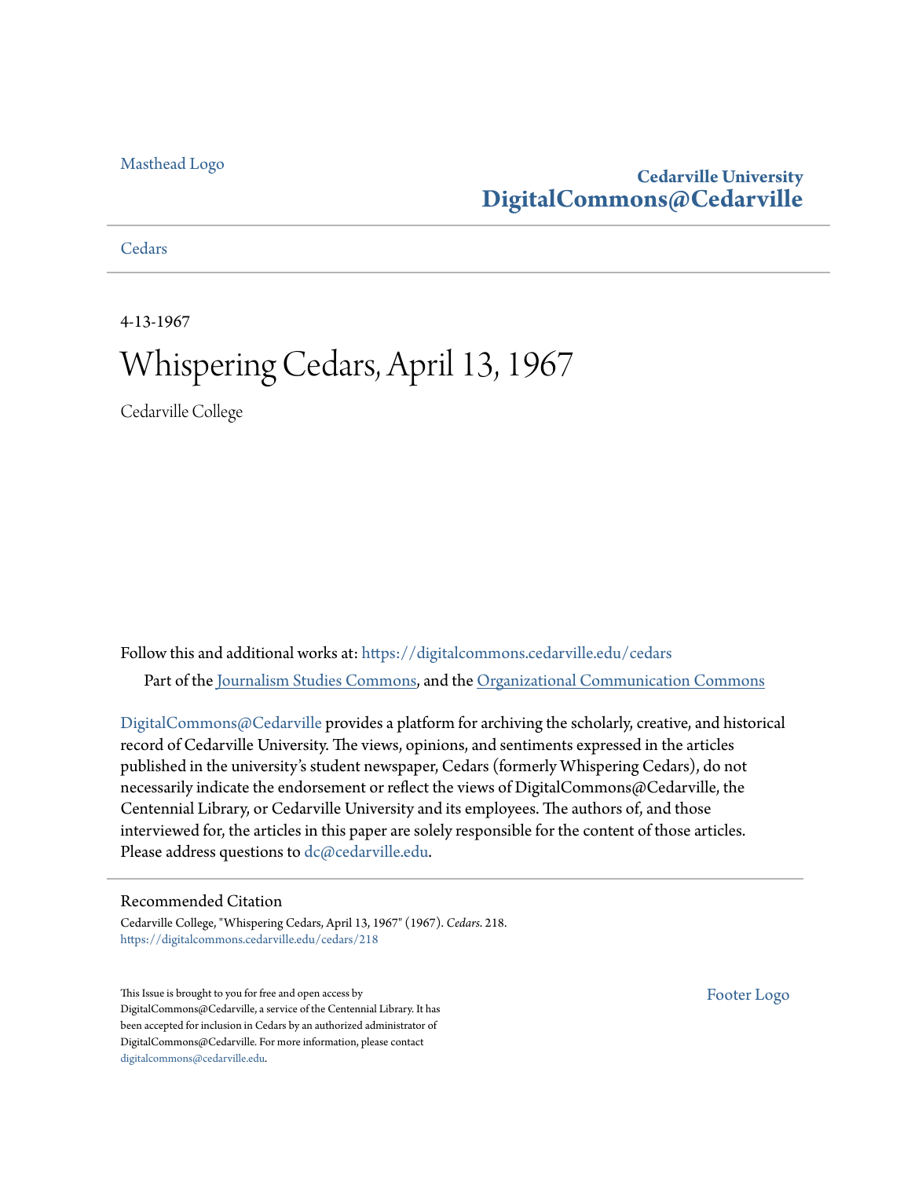Masthead Logo

**Cedarville University**
**DigitalCommons@Cedarville**

Cedars

4-13-1967

# Whispering Cedars, April 13, 1967

Cedarville College

Follow this and additional works at: https://digitalcommons.cedarville.edu/cedars

Part of the Journalism Studies Commons, and the Organizational Communication Commons

DigitalCommons@Cedarville provides a platform for archiving the scholarly, creative, and historical record of Cedarville University. The views, opinions, and sentiments expressed in the articles published in the university's student newspaper, Cedars (formerly Whispering Cedars), do not necessarily indicate the endorsement or reflect the views of DigitalCommons@Cedarville, the Centennial Library, or Cedarville University and its employees. The authors of, and those interviewed for, the articles in this paper are solely responsible for the content of those articles. Please address questions to dc@cedarville.edu.

## Recommended Citation

Cedarville College, "Whispering Cedars, April 13, 1967" (1967). *Cedars*. 218.
https://digitalcommons.cedarville.edu/cedars/218

This Issue is brought to you for free and open access by DigitalCommons@Cedarville, a service of the Centennial Library. It has been accepted for inclusion in Cedars by an authorized administrator of DigitalCommons@Cedarville. For more information, please contact digitalcommons@cedarville.edu.

Footer Logo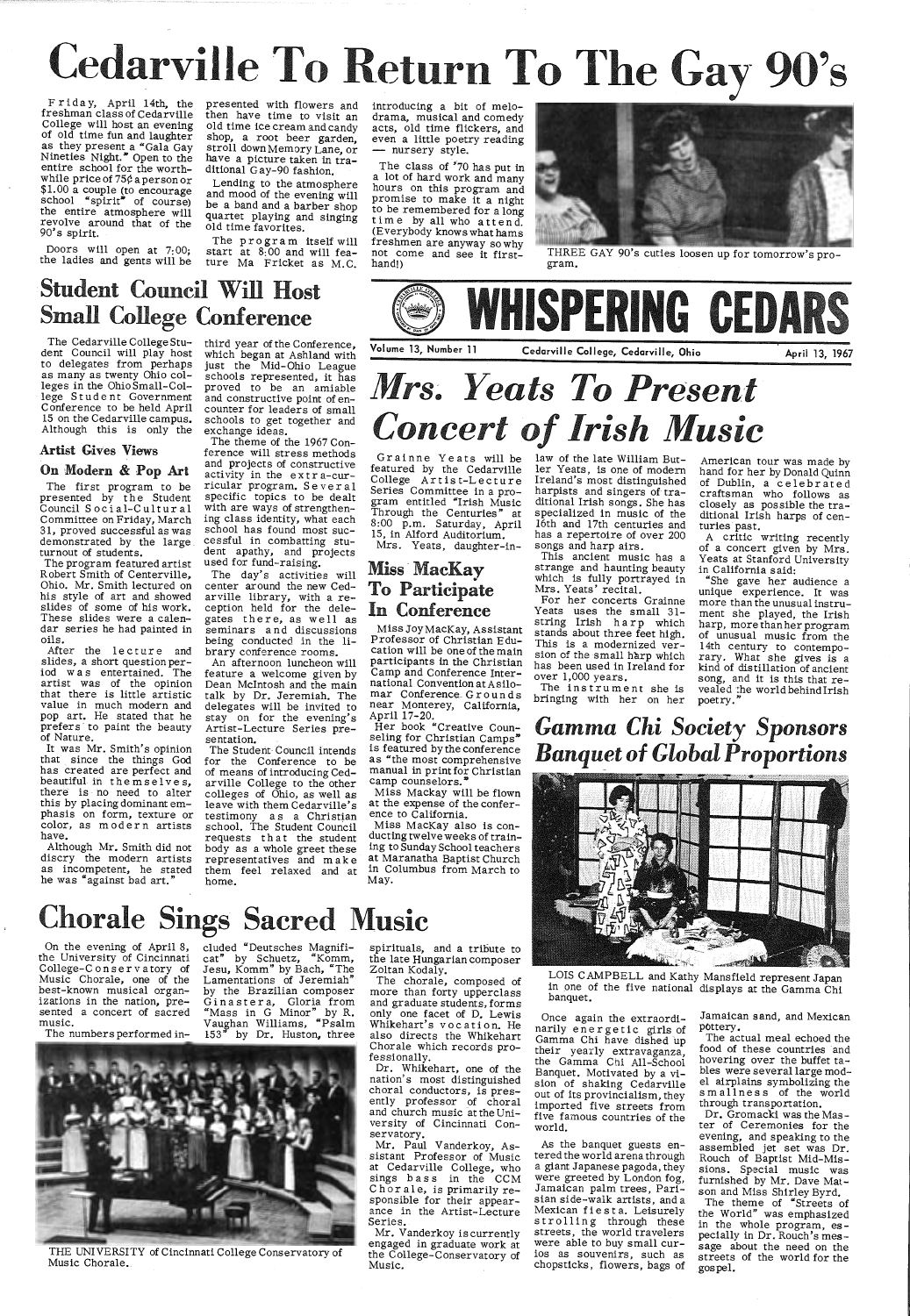# Cedarville To Return To The Gay 90's

Friday, April 14th, the freshman class of Cedarville College will host an evening of old time fun and laughter as they present a "Gala Gay Nineties Night." Open to the entire school for the worth-while price of 75¢ a person or $1.00 a couple (to encourage school "spirit" of course) the entire atmosphere will revolve around that of the 90's spirit.

Doors will open at 7:00; the ladies and gents will be presented with flowers and then have time to visit an old time ice cream and candy shop, a root beer garden, stroll down Memory Lane, or have a picture taken in traditional Gay-90 fashion.

Lending to the atmosphere and mood of the evening will be a band and a barber shop quartet playing and singing old time favorites.

The program itself will start at 8:00 and will feature Ma Fricket as M.C. introducing a bit of melodrama, musical and comedy acts, old time flickers, and even a little poetry reading — nursery style.

The class of '70 has put in a lot of hard work and many hours on this program and promise to make it a night to be remembered for a long time by all who attend. (Everybody knows what hams freshmen are anyway so why not come and see it first-hand!)

THREE GAY 90's cuties loosen up for tomorrow's program.

# WHISPERING CEDARS

Volume 13, Number 11 — Cedarville College, Cedarville, Ohio — April 13, 1967

## Student Council Will Host Small College Conference

The Cedarville College Student Council will play host to delegates from perhaps as many as twenty Ohio colleges in the Ohio Small-College Student Government Conference to be held April 15 on the Cedarville campus. Although this is only the third year of the Conference, which began at Ashland with just the Mid-Ohio League schools represented, it has proved to be an amiable and constructive point of encounter for leaders of small schools to get together and exchange ideas.

The theme of the 1967 Conference will stress methods and projects of constructive activity in the extra-curricular program. Several specific topics to be dealt with are ways of strengthening class identity, what each school has found most successful in combatting student apathy, and projects used for fund-raising.

The day's activities will center around the new Cedarville library, with a reception held for the delegates there, as well as seminars and discussions being conducted in the library conference rooms.

An afternoon luncheon will feature a welcome given by Dean McIntosh and the main talk by Dr. Jeremiah. The delegates will be invited to stay on for the evening's Artist-Lecture Series presentation.

The Student Council intends for the Conference to be of means of introducing Cedarville College to the other colleges of Ohio, as well as leave with them Cedarville's testimony as a Christian school. The Student Council requests that the student body as a whole greet these representatives and make them feel relaxed and at home.

### Artist Gives Views On Modern & Pop Art

The first program to be presented by the Student Council Social-Cultural Committee on Friday, March 31, proved successful as was demonstrated by the large turnout of students.

The program featured artist Robert Smith of Centerville, Ohio. Mr. Smith lectured on his style of art and showed slides of some of his work. These slides were a calendar series he had painted in oils.

After the lecture and slides, a short question period was entertained. The artist was of the opinion that there is little artistic value in much modern and pop art. He stated that he prefers to paint the beauty of Nature.

It was Mr. Smith's opinion that since the things God has created are perfect and beautiful in themselves, there is no need to alter this by placing dominant emphasis on form, texture or color, as modern artists have.

Although Mr. Smith did not discry the modern artists as incompetent, he stated he was "against bad art."

# *Mrs. Yeats To Present Concert of Irish Music*

Grainne Yeats will be featured by the Cedarville College Artist-Lecture Series Committee in a program entitled "Irish Music Through the Centuries" at 8:00 p.m. Saturday, April 15, in Alford Auditorium.

Mrs. Yeats, daughter-in-law of the late William Butler Yeats, is one of modern Ireland's most distinguished harpists and singers of traditional Irish songs. She has specialized in music of the 16th and 17th centuries and has a repertoire of over 200 songs and harp airs.

This ancient music has a strange and haunting beauty which is fully portrayed in Mrs. Yeats' recital.

For her concerts Grainne Yeats uses the small 31-string Irish harp which stands about three feet high. This is a modernized version of the small harp which has been used in Ireland for over 1,000 years.

The instrument she is bringing with her on her American tour was made by hand for her by Donald Quinn of Dublin, a celebrated craftsman who follows as closely as possible the traditional Irish harps of centuries past.

A critic writing recently of a concert given by Mrs. Yeats at Stanford University in California said:

"She gave her audience a unique experience. It was more than the unusual instrument she played, the Irish harp, more than her program of unusual music from the 14th century to contemporary. What she gives is a kind of distillation of ancient song, and it is this that revealed the world behind Irish poetry."

## Miss MacKay To Participate In Conference

Miss Joy MacKay, Assistant Professor of Christian Education will be one of the main participants in the Christian Camp and Conference International Convention at Asilomar Conference Grounds near Monterey, California, April 17-20.

Her book "Creative Counseling for Christian Camps" is featured by the conference as "the most comprehensive manual in print for Christian camp counselors."

Miss Mackay will be flown at the expense of the conference to California.

Miss MacKay also is conducting twelve weeks of training to Sunday School teachers at Maranatha Baptist Church in Columbus from March to May.

## *Gamma Chi Society Sponsors Banquet of Global Proportions*

LOIS CAMPBELL and Kathy Mansfield represent Japan in one of the five national displays at the Gamma Chi banquet.

Once again the extraordinarily energetic girls of Gamma Chi have dished up their yearly extravaganza, the Gamma Chi All-School Banquet. Motivated by a vision of shaking Cedarville out of its provincialism, they imported five streets from five famous countries of the world.

As the banquet guests entered the world arena through a giant Japanese pagoda, they were greeted by London fog, Jamaican palm trees, Parisian side-walk artists, and a Mexican fiesta. Leisurely strolling through these streets, the world travelers were able to buy small curios as souvenirs, such as chopsticks, flowers, bags of Jamaican sand, and Mexican pottery.

The actual meal echoed the food of these countries and hovering over the buffet tables were several large model airplains symbolizing the smallness of the world through transportation.

Dr. Gromacki was the Master of Ceremonies for the evening, and speaking to the assembled jet set was Dr. Rouch of Baptist Mid-Missions. Special music was furnished by Mr. Dave Matson and Miss Shirley Byrd.

The theme of "Streets of the World" was emphasized in the whole program, especially in Dr. Rouch's message about the need on the streets of the world for the gospel.

# Chorale Sings Sacred Music

On the evening of April 8, the University of Cincinnati College-Conservatory of Music Chorale, one of the best-known musical organizations in the nation, presented a concert of sacred music.

The numbers performed included "Deutsches Magnificat" by Schuetz, "Komm, Jesu, Komm" by Bach, "The Lamentations of Jeremiah" by the Brazilian composer Ginastera, Gloria from "Mass in G Minor" by R. Vaughan Williams, "Psalm 153" by Dr. Huston, three spirituals, and a tribute to the late Hungarian composer Zoltan Kodaly.

The chorale, composed of more than forty upperclass and graduate students, forms only one facet of D. Lewis Whikehart's vocation. He also directs the Whikehart Chorale which records professionally.

Dr. Whikehart, one of the nation's most distinguished choral conductors, is presently professor of choral and church music at the University of Cincinnati Conservatory.

Mr. Paul Vanderkoy, Assistant Professor of Music at Cedarville College, who sings bass in the CCM Chorale, is primarily responsible for their appearance in the Artist-Lecture Series.

Mr. Vanderkoy is currently engaged in graduate work at the College-Conservatory of Music.

THE UNIVERSITY of Cincinnati College Conservatory of Music Chorale.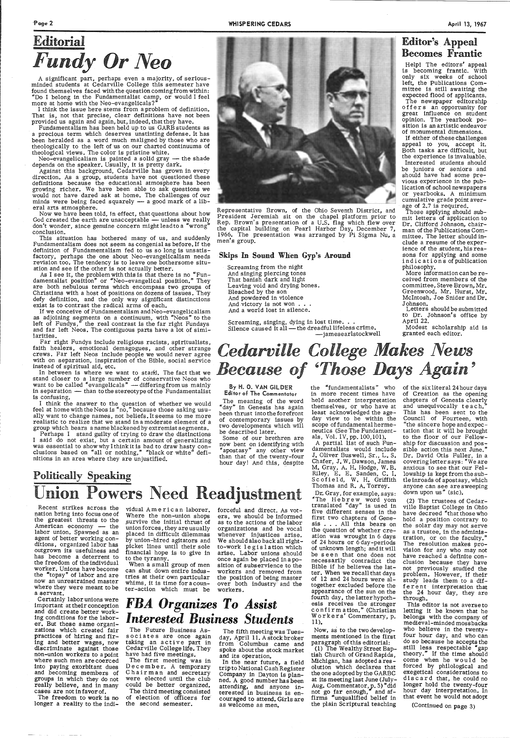## Editorial

# *Fundy Or Neo*

A significant part, perhaps even a majority, of serious-minded students at Cedarville College this semester have found themselves faced with the question coming from within: "Do I belong in the Fundamentalist camp, or would I feel more at home with the Neo-evangelicals?"

I think the issue here stems from a problem of definition. That is, not that precise, clear definitions have not been provided us again and again, but, indeed, that they have.

Fundamentalism has been held up to us GARB students as a precious term which deserves unstinting defense. It has been heralded as a word much maligned by those who are theologically to the left of us on our charted continuums of theological views. The color is pristine white.

Neo-evangelicalism is painted a solid gray — the shade depends on the speaker. Usually, it is pretty dark.

Against this background, Cedarville has grown in every direction. As a group, students have not questioned these definitions because the educational atmosphere has been growing richer. We have been able to ask questions we would not have dared ask at home. The challenges of our minds were being faced squarely — a good mark of a liberal arts atmosphere.

Now we have been told, in effect, that questions about how God created the earth are unacceptable — unless we really don't wonder, since genuine concern might lead to a "wrong" conclusion.

This situation has bothered many of us, and suddenly Fundamentalism does not seem as congenial as before. If the definition of Fundamentalism fed to us so long is unsatisfactory, perhaps the one about Neo-evangelicalism needs revision too. The tendency is to leave one bothersome situation and see if the other is not actually better.

As I see it, the problem with this is that there is no "Fundamentalist position" or "Neo-evangelical position." They are both nebulous terms which encompass two groups of Christians with a host of positions on dozens of issues. They defy definition, and the only way significant distinctions exist is to contrast the radical arms of each.

If we conceive of Fundamentalism and Neo-evangelicalism as adjoining segments on a continuum, with "Neos" to the left of Fundys," the real contrast is the far right Fundys and far left Neos. The contiguous parts have a lot of similarities.

Far right Fundys include religious racists, spiritualists, faith healers, emotional demagogues, and other strange crews. Far left Neos include people we would never agree with on separation, inspiration of the Bible, social service instead of spiritual aid, etc.

In between is where we want to stand. The fact that we stand closer to a large number of conservative Neos who want to be called "evangelicals" — differing from us mainly in separation — than to the stereotype of the Fundamentalist is confusing.

I think the answer to the question of whether we would feel at home with the Neos is "no," because those asking usually want to change names, not beliefs. It seems to me more realistic to realize that we stand in a moderate element of a group which bears a name blackened by extremist segments.

Perhaps I stand guilty of trying to draw the distinctions I said do not exist, but a certain amount of generalizing was essential to show why I think it is bad to draw hasty conclusions based on "all or nothing," "black or white" definitions in an area where they are unjustified.

Representative Brown, of the Ohio Seventh District, and President Jeremiah sit on the chapel platform prior to Rep. Brown's presentation of a U.S. flag which flew over the capital building on Pearl Harbor Day, December 7, 1966. The presentation was arranged by Pi Sigma Nu, a men's group.

### Skips In Sound When Gyp's Around

Screaming from the night
And singing piercing tones
That banish dark and light
Leaving void and drying bones.
Bleached by the son
And powdered in violence
And victory is not won . . .
And a world lost in silence.

Screaming, singing, dying in lost time. . .
Silence caused it all — the dreadful lifeless crime.
—jamesearlstockwell

## Editor's Appeal Becomes Frantic

Help! The editors' appeal is becoming frantic. With only six weeks of school left, the Publications Committee is still awaiting the expected flood of applicants.

The newspaper editorship offers an opportunity for great influence on student opinion. The yearbook position is an artistic endeavor of monumental dimensions.

If either of these challenges appeal to you, accept it. Both tasks are difficult, but the experience is invaluable.

Interested students should be juniors or seniors and should have had some previous experience in the publication of school newspapers or yearbooks. A minimum cumulative grade point average of 2.7 is required.

Those applying should submit letters of application to Dr. Clifford Johnson, chairman of the Publications Committee. The letter should include a resume of the experience of the student, his reasons for applying and some indications of publication philosophy.

More information can be received from members of the committee, Steve Brown, Mr. Greenwood, Mr. Hurst, Mr. McIntosh, Joe Snider and Dr. Johnson.

Letters should be submitted to Dr. Johnson's office by April 22.

Modest scholarship aid is granted each editor.

# *Cedarville College Makes News Because of 'Those Days Again'*

**By H. O. VAN GILDER**
**Editor of The Commentator**

The meaning of the word "day" in Genesis has again been thrust into the forefront of contemporary issues by two developments which will be described later.

Some of our brethren are now bent on identifying with "apostasy" any other view than that of the twenty-four hour day! And this, despite the "fundamentalists" who in more recent times have held another interpretation themselves, or who have at least acknowledged the age-day view to be within the scope of fundamental hermeneutics (See The Fundamentals, Vol. IV, pp. 100,101).

A partial list of such Fundamentalists would include J. Oliver Buswell, Sr., L. S. Chafer, J. W. Dawson, James M. Gray, A. H. Hodge, W. B. Riley, E. E. Sanden, C. I. Scofield, W. H. Griffith Thomas and R. A. Torrey.

Dr. Gray, for example, says: "The Hebrew word yom translated "day" is used in five different senses in the first two chapters of Genesis . . . All this bears on the question of whether creation was wrought in 6 days of 24 hours or 6 day-periods of unknown length; and it will be seen that one does not necessarily contradict the Bible if he believes the latter. When we recall that days of 12 and 24 hours were altogether excluded before the appearance of the sun on the fourth day, the latter hypothesis receives the stronger confirmation." (Christian Workers' Commentary, p. 11).

Now, as to the two developments mentioned in the first paragraph of this editorial:

(1) The Wealthy Street Baptist Church of Grand Rapids, Michigan, has adopted a resolution which declares that the one adopted by the GARBC at its meeting last June (July-Aug. Commentator, p. 5) "did not go far enough," and affirms "unqualified belief in the plain Scriptural teaching of the six literal 24 hour days of Creation as the opening chapters of Genesis clearly and unequivocally teach." This has been sent to the Council of Fourteen, with "the sincere hope and expectation that it will be brought to the floor of our Fellowship for discussion and possible action this next June." Dr. David Otis Fuller, in a covering letter says: "We are anxious to see that our Fellowship is kept from the subtle inroads of apostasy, which anyone can see are sweeping down upon us" (sic).

(2) The trustees of Cedarville Baptist College in Ohio have decreed "that those who hold a position contrary to the solar day may not serve as a trustee, in the administration, or on the faculty." The resolution makes provision for any who may not have reached a definite conclusion because they have not previously studied the problem. However, if their study leads them to a different interpretation that the 24 hour day, they are through.

This editor is not averse to letting it be known that he belongs with the company of medieval-minded mossbacks who believe in the twenty-four hour day, and who can do so because he accepts the still less respectable "gap theory." If the time should come when he would be forced by philological and exegetical considerations to discard that, he could no longer hold the twenty-four hour day interpretation. In that event he would not adopt

(Continued on page 3)

## Politically Speaking

# Union Powers Need Readjustment

Recent strikes across the nation bring into focus one of the greatest threats to the American economy — the labor union. Spawned as an agent of better working conditions, organized labor has outgrown its usefulness and has become a deterrent to the freedom of the individual worker. Unions have become the "topsy" of labor and are now an unrestrained master where they were meant to be a servant.

Certainly labor unions were important at their conception and did create better working conditions for the laborer. But these same organizations which created fair practices of hiring and firing and better wages, now discriminate against those non-union workers to a point where such men are coerced into paying exorbitant dues and becoming members of groups in which they do not really believe, and in many cases are not in favor of.

The freedom to work is no longer a reality to the individual American laborer. Where the non-union shops survive the initial thrust of union forces, they are usually placed in difficult dilemmas by union-hired agitators and picket lines until their sole financial hope is to give in to the tyranny.

When a small group of men can shut down entire industries at their own particular whims, it is time for a counter-action which must be forceful and direct. As voters, we should be informed as to the actions of the labor organizations and be vocal whenever injustices arise. We should also back all right-to-work legislation which arise. Labor unions should once again be placed in a position of subservience to the workers and removed from the position of being master over both industry and the workers.

# *FBA Organizes To Assist Interested Business Students*

The Future Business Associates are once again taking an active part in Cedarville College life. They have had five meetings.

The first meeting was in December. A temporary Chairman and secretary were elected until the club could be better organized.

The third meeting consisted of election of officers for the second semester.

The fifth meeting was Tuesday, April 11. A stock broker from Columbus came and spoke about the stock market and its operation.

In the near future, a field trip to National Cash Register Company in Dayton is planned. A good number has been attending, and anyone interested in business is encouraged to attend. Girls are as welcome as men.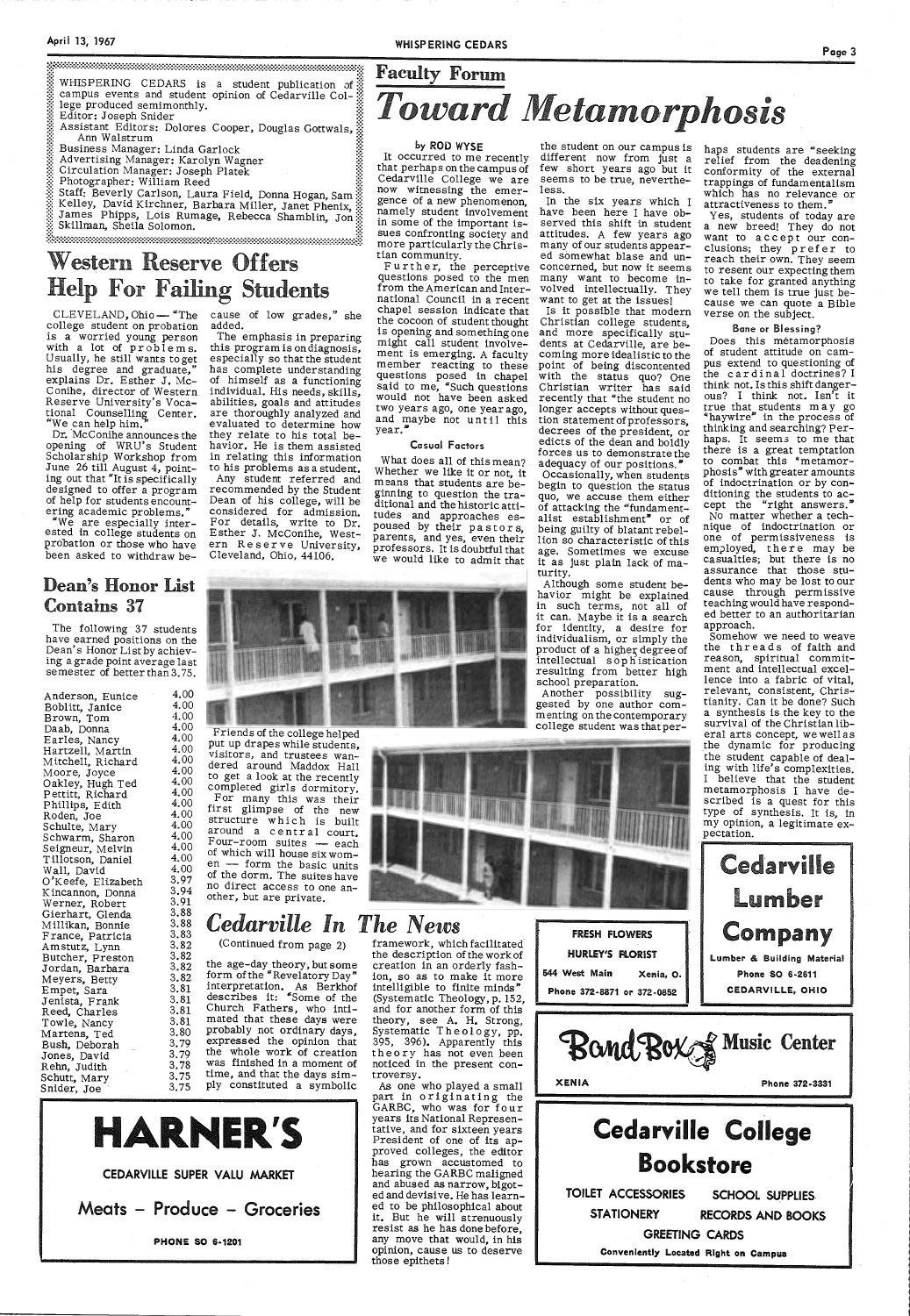WHISPERING CEDARS is a student publication of campus events and student opinion of Cedarville College produced semimonthly.
Editor: Joseph Snider
Assistant Editors: Dolores Cooper, Douglas Gottwals, Ann Walstrum
Business Manager: Linda Garlock
Advertising Manager: Karolyn Wagner
Circulation Manager: Joseph Platek
Photographer: William Reed
Staff: Beverly Carlson, Laura Field, Donna Hogan, Sam Kelley, David Kirchner, Barbara Miller, Janet Phenix, James Phipps, Lois Rumage, Rebecca Shamblin, Jon Skillman, Sheila Solomon.

# Western Reserve Offers Help For Failing Students

CLEVELAND, Ohio — "The college student on probation is a worried young person with a lot of problems. Usually, he still wants to get his degree and graduate," explains Dr. Esther J. McConihe, director of Western Reserve University's Vocational Counselling Center. "We can help him."

Dr. McConihe announces the opening of WRU's Student Scholarship Workshop from June 26 till August 4, pointing out that "It is specifically designed to offer a program of help for students encountering academic problems."

"We are especially interested in college students on probation or those who have been asked to withdraw because of low grades," she added.

The emphasis in preparing this program is on diagnosis, especially so that the student has complete understanding of himself as a functioning individual. His needs, skills, abilities, goals and attitudes are thoroughly analyzed and evaluated to determine how they relate to his total behavior. He is them assisted in relating this information to his problems as a student.

Any student referred and recommended by the Student Dean of his college, will be considered for admission. For details, write to Dr. Esther J. McConihe, Western Reserve University, Cleveland, Ohio, 44106.

## Dean's Honor List Contains 37

The following 37 students have earned positions on the Dean's Honor List by achieving a grade point average last semester of better than 3.75.

| | |
|---|---|
| Anderson, Eunice | 4.00 |
| Boblitt, Janice | 4.00 |
| Brown, Tom | 4.00 |
| Daab, Donna | 4.00 |
| Earles, Nancy | 4.00 |
| Hartzell, Martin | 4.00 |
| Mitchell, Richard | 4.00 |
| Moore, Joyce | 4.00 |
| Oakley, Hugh Ted | 4.00 |
| Pettitt, Richard | 4.00 |
| Phillips, Edith | 4.00 |
| Roden, Joe | 4.00 |
| Schulte, Mary | 4.00 |
| Schwarm, Sharon | 4.00 |
| Seigneur, Melvin | 4.00 |
| Tillotson, Daniel | 4.00 |
| Wall, David | 4.00 |
| O'Keefe, Elizabeth | 3.97 |
| Kincannon, Donna | 3.94 |
| Werner, Robert | 3.91 |
| Gierhart, Glenda | 3.88 |
| Millikan, Bonnie | 3.88 |
| France, Patricia | 3.83 |
| Amstutz, Lynn | 3.82 |
| Butcher, Preston | 3.82 |
| Jordan, Barbara | 3.82 |
| Meyers, Betty | 3.82 |
| Empet, Sara | 3.81 |
| Jenista, Frank | 3.81 |
| Reed, Charles | 3.81 |
| Towle, Nancy | 3.81 |
| Martens, Ted | 3.80 |
| Bush, Deborah | 3.79 |
| Jones, David | 3.79 |
| Rehn, Judith | 3.78 |
| Schutt, Mary | 3.75 |
| Snider, Joe | 3.75 |

Friends of the college helped put up drapes while students, visitors, and trustees wandered around Maddox Hall to get a look at the recently completed girls dormitory.

For many this was their first glimpse of the new structure which is built around a central court. Four-room suites — each of which will house six women — form the basic units of the dorm. The suites have no direct access to one another, but are private.

## Faculty Forum

# *Toward Metamorphosis*

**by ROD WYSE**

It occurred to me recently that perhaps on the campus of Cedarville College we are now witnessing the emergence of a new phenomenon, namely student involvement in some of the important issues confronting society and more particularly the Christian community.

Further, the perceptive questions posed to the men from the American and International Council in a recent chapel session indicate that the cocoon of student thought is opening and something one might call student involvement is emerging. A faculty member reacting to these questions posed in chapel said to me, "Such questions would not have been asked two years ago, one year ago, and maybe not until this year."

### Casual Factors

What does all of this mean? Whether we like it or not, it means that students are beginning to question the traditional and the historic attitudes and approaches espoused by their pastors, parents, and yes, even their professors. It is doubtful that we would like to admit that the student on our campus is different now from just a few short years ago but it seems to be true, nevertheless.

In the six years which I have been here I have observed this shift in student attitudes. A few years ago many of our students appeared somewhat blase and unconcerned, but now it seems many want to become involved intellectually. They want to get at the issues!

Is it possible that modern Christian college students, and more specifically students at Cedarville, are becoming more idealistic to the point of being discontented with the status quo? One Christian writer has said recently that "the student no longer accepts without question statement of professors, decrees of the president, or edicts of the dean and boldly forces us to demonstrate the adequacy of our positions."

Occasionally, when students begin to question the status quo, we accuse them either of attacking the "fundamentalist establishment" or of being guilty of blatant rebellion so characteristic of this age. Sometimes we excuse it as just plain lack of maturity.

Although some student behavior might be explained in such terms, not all of it can. Maybe it is a search for identity, a desire for individualism, or simply the product of a higher degree of intellectual sophistication resulting from better high school preparation.

Another possibility suggested by one author commenting on the contemporary college student was that perhaps students are "seeking relief from the deadening conformity of the external trappings of fundamentalism which has no relevance or attractiveness to them."

Yes, students of today are a new breed! They do not want to accept our conclusions; they prefer to reach their own. They seem to resent our expecting them to take for granted anything we tell them is true just because we can quote a Bible verse on the subject.

### Bane or Blessing?

Does this metamorphosis of student attitude on campus extend to questioning of the cardinal doctrines? I think not. Is this shift dangerous? I think not. Isn't it true that students may go "haywire" in the process of thinking and searching? Perhaps. It seems to me that there is a great temptation to combat this "metamorphosis" with greater amounts of indoctrination or by conditioning the students to accept the "right answers."

No matter whether a technique of indoctrination or one of permissiveness is employed, there may be casualties; but there is no assurance that those students who may be lost to our cause through permissive teaching would have responded better to an authoritarian approach.

Somehow we need to weave the threads of faith and reason, spiritual commitment and intellectual excellence into a fabric of vital, relevant, consistent, Christianity. Can it be done? Such a synthesis is the key to the survival of the Christian liberal arts concept, we well as the dynamic for producing the student capable of dealing with life's complexities. I believe that the student metamorphosis I have described is a quest for this type of synthesis. It is, in my opinion, a legitimate expectation.

# *Cedarville In The News*

(Continued from page 2)

the age-day theory, but some form of the "Revelatory Day" interpretation. As Berkhof describes it: "Some of the Church Fathers, who intimated that these days were probably not ordinary days, expressed the opinion that the whole work of creation was finished in a moment of time, and that the days simply constituted a symbolic framework, which facilitated the description of the work of creation in an orderly fashion, so as to make it more intelligible to finite minds" (Systematic Theology, p. 152, and for another form of this theory, see A. H. Strong, Systematic Theology, pp. 395, 396). Apparently this theory has not even been noticed in the present controversy.

As one who played a small part in originating the GARBC, who was for four years its National Representative, and for sixteen years President of one of its approved colleges, the editor has grown accustomed to hearing the GARBC maligned and abused as narrow, bigoted and devisive. He has learned to be philosophical about it. But he will strenuously resist as he has done before, any move that would, in his opinion, cause us to deserve those epithets!

**HARNER'S**
CEDARVILLE SUPER VALU MARKET
Meats – Produce – Groceries
PHONE SO 6-1201

**FRESH FLOWERS**
HURLEY'S FLORIST
544 West Main Xenia, O.
Phone 372-8871 or 372-0852

**Cedarville Lumber Company**
Lumber & Building Material
Phone SO 6-2611
CEDARVILLE, OHIO

**Band Box Music Center**
XENIA Phone 372-3331

**Cedarville College Bookstore**
TOILET ACCESSORIES SCHOOL SUPPLIES
STATIONERY RECORDS AND BOOKS
GREETING CARDS
Conveniently Located Right on Campus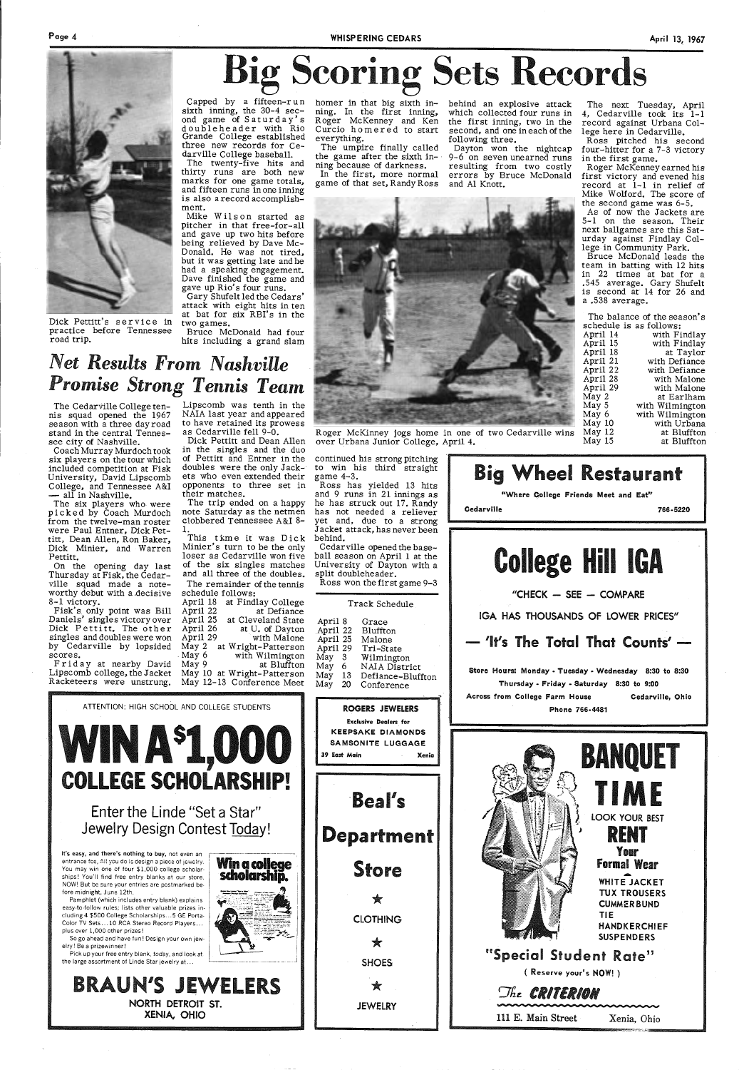# Big Scoring Sets Records

Dick Pettitt's service in practice before Tennessee road trip.

Capped by a fifteen-run sixth inning, the 30-4 second game of Saturday's doubleheader with Rio Grande College established three new records for Cedarville College baseball.

The twenty-five hits and thirty runs are both new marks for one game totals, and fifteen runs in one inning is also a record accomplishment.

Mike Wilson started as pitcher in that free-for-all and gave up two hits before being relieved by Dave McDonald. He was not tired, but it was getting late and he had a speaking engagement. Dave finished the game and gave up Rio's four runs.

Gary Shufelt led the Cedars' attack with eight hits in ten at bat for six RBI's in the two games.

Bruce McDonald had four hits including a grand slam homer in that big sixth inning. In the first inning, Roger McKenney and Ken Curcio homered to start everything.

The umpire finally called the game after the sixth inning because of darkness.

In the first, more normal game of that set, Randy Ross behind an explosive attack which collected four runs in the first inning, two in the second, and one in each of the following three.

Dayton won the nightcap 9-6 on seven unearned runs resulting from two costly errors by Bruce McDonald and Al Knott.

Roger McKinney jogs home in one of two Cedarville wins over Urbana Junior College, April 4.

continued his strong pitching to win his third straight game 4-3.

Ross has yielded 13 hits and 9 runs in 21 innings as he has struck out 17. Randy has not needed a reliever yet and, due to a strong Jacket attack, has never been behind.

Cedarville opened the baseball season on April 1 at the University of Dayton with a split doubleheader.

Ross won the first game 9-3

The next Tuesday, April 4, Cedarville took its 1-1 record against Urbana College here in Cedarville.

Ross pitched his second four-hitter for a 7-3 victory in the first game.

Roger McKenney earned his first victory and evened his record at 1-1 in relief of Mike Wolford. The score of the second game was 6-5.

As of now the Jackets are 5-1 on the season. Their next ballgames are this Saturday against Findlay College in Community Park.

Bruce McDonald leads the team in batting with 12 hits in 22 times at bat for a .545 average. Gary Shufelt is second at 14 for 26 and a .538 average.

The balance of the season's schedule is as follows:

| | |
|---|---|
| April 14 | with Findlay |
| April 15 | with Findlay |
| April 18 | at Taylor |
| April 21 | with Defiance |
| April 22 | with Defiance |
| April 28 | with Malone |
| April 29 | with Malone |
| May 2 | at Earlham |
| May 5 | with Wilmington |
| May 6 | with Wilmington |
| May 10 | with Urbana |
| May 12 | at Bluffton |
| May 15 | at Bluffton |

Track Schedule

| | |
|---|---|
| April 8 | Grace |
| April 22 | Bluffton |
| April 25 | Malone |
| April 29 | Tri-State |
| May 3 | Wilmington |
| May 6 | NAIA District |
| May 13 | Defiance-Bluffton |
| May 20 | Conference |

## *Net Results From Nashville Promise Strong Tennis Team*

The Cedarville College tennis squad opened the 1967 season with a three day road stand in the central Tennessee city of Nashville.

Coach Murray Murdoch took six players on the tour which included competition at Fisk University, David Lipscomb College, and Tennessee A&I — all in Nashville.

The six players who were picked by Coach Murdoch from the twelve-man roster were Paul Entner, Dick Pettitt, Dean Allen, Ron Baker, Dick Minier, and Warren Pettitt.

On the opening day last Thursday at Fisk, the Cedarville squad made a noteworthy debut with a decisive 8-1 victory.

Fisk's only point was Bill Daniels' singles victory over Dick Pettitt. The other singles and doubles were won by Cedarville by lopsided scores.

Friday at nearby David Lipscomb college, the Jacket Racketeers were unstrung. Lipscomb was tenth in the NAIA last year and appeared to have retained its prowess as Cedarville fell 9-0.

Dick Pettitt and Dean Allen in the singles and the duo of Pettitt and Entner in the doubles were the only Jackets who even extended their opponents to three set in their matches.

The trip ended on a happy note Saturday as the netmen clobbered Tennessee A&I 8-1.

This time it was Dick Minier's turn to be the only loser as Cedarville won five of the six singles matches and all three of the doubles.

The remainder of the tennis schedule follows:

| | |
|---|---|
| April 18 | at Findlay College |
| April 22 | at Defiance |
| April 25 | at Cleveland State |
| April 26 | at U. of Dayton |
| April 29 | with Malone |
| May 2 | at Wright-Patterson |
| May 6 | with Wilmington |
| May 9 | at Bluffton |
| May 10 | at Wright-Patterson |
| May 12-13 | Conference Meet |

## Big Wheel Restaurant

"Where College Friends Meet and Eat"

Cedarville 766-5220

## College Hill IGA

"CHECK — SEE — COMPARE

IGA HAS THOUSANDS OF LOWER PRICES"

— 'It's The Total That Counts' —

Store Hours: Monday - Tuesday - Wednesday 8:30 to 8:30

Thursday - Friday - Saturday 8:30 to 9:00

Across from College Farm House Cedarville, Ohio

Phone 766-4481

ATTENTION: HIGH SCHOOL AND COLLEGE STUDENTS

# WIN A $1,000 COLLEGE SCHOLARSHIP!

Enter the Linde "Set a Star" Jewelry Design Contest Today!

It's easy, and there's nothing to buy, not even an entrance fee. All you do is design a piece of jewelry. You may win one of four $1,000 college scholarships! You'll find free entry blanks at our store, NOW! But be sure your entries are postmarked before midnight, June 12th.

Pamphlet (which includes entry blank) explains easy-to-follow rules; lists other valuable prizes including 4 $500 College Scholarships... 5 GE Porta-Color TV Sets... 10 RCA Stereo Record Players... plus over 1,000 other prizes!

So go ahead and have fun! Design your own jewelry! Be a prizewinner!

Pick up your free entry blank, today, and look at the large assortment of Linde Star jewelry at...

Win a college scholarship.

## BRAUN'S JEWELERS

NORTH DETROIT ST.
XENIA, OHIO

ROGERS JEWELERS

Exclusive Dealers for

KEEPSAKE DIAMONDS

SAMSONITE LUGGAGE

39 East Main Xenia

## Beal's Department Store

★ CLOTHING ★ SHOES ★ JEWELRY

# BANQUET TIME

LOOK YOUR BEST

RENT Your Formal Wear

WHITE JACKET
TUX TROUSERS
CUMMERBUND
TIE
HANDKERCHIEF
SUSPENDERS

"Special Student Rate"

( Reserve your's NOW! )

The CRITERION

111 E. Main Street Xenia, Ohio